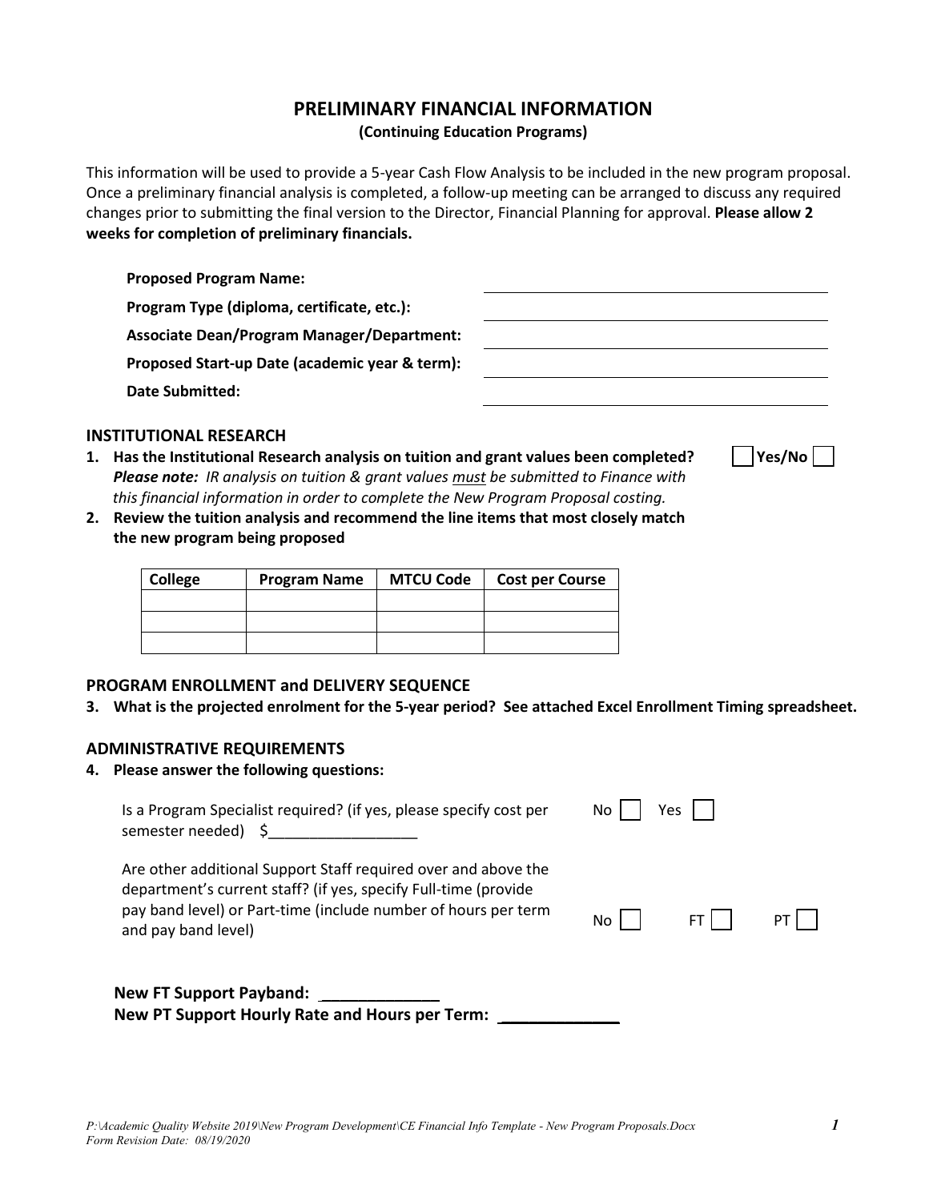# PRELIMINARY FINANCIAL INFORMATION

**(Continuing Education Programs)**

This information will be used to provide a 5-year Cash Flow Analysis to be included in the new program proposal. Once a preliminary financial analysis is completed, a follow-up meeting can be arranged to discuss any required changes prior to submitting the final version to the Director, Financial Planning for approval. **Please allow 2 weeks for completion of preliminary financials.**

**Proposed Program Name:** ______________________

**Program Type (diploma, certificate, etc.):** ______________________

**Associate Dean/Program Manager/Department:** ______________________

**Proposed Start-up Date (academic year & term):** ______________________

**Date Submitted:** ______________________

## INSTITUTIONAL RESEARCH

1. **Has the Institutional Research analysis on tuition and grant values been completed?** ☐ **Yes/No** ☐

   ***Please note:*** *IR analysis on tuition & grant values must be submitted to Finance with this financial information in order to complete the New Program Proposal costing.*

2. **Review the tuition analysis and recommend the line items that most closely match the new program being proposed**

| College | Program Name | MTCU Code | Cost per Course |
|---|---|---|---|
| | | | |
| | | | |
| | | | |

## PROGRAM ENROLLMENT and DELIVERY SEQUENCE

3. **What is the projected enrolment for the 5-year period? See attached Excel Enrollment Timing spreadsheet.**

## ADMINISTRATIVE REQUIREMENTS

4. **Please answer the following questions:**

   Is a Program Specialist required? (if yes, please specify cost per semester needed) $__________________ No ☐ Yes ☐

   Are other additional Support Staff required over and above the department's current staff? (if yes, specify Full-time (provide pay band level) or Part-time (include number of hours per term and pay band level) No ☐ FT ☐ PT ☐

   **New FT Support Payband:** _____________

   **New PT Support Hourly Rate and Hours per Term:** _____________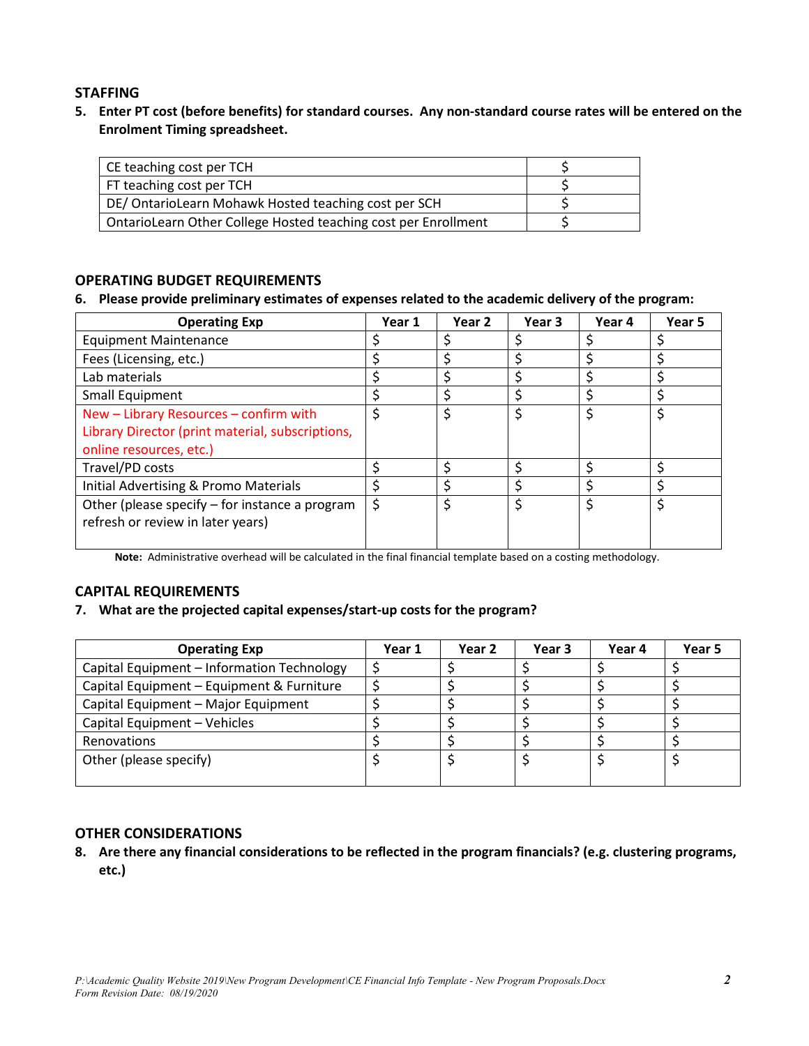## STAFFING

5. **Enter PT cost (before benefits) for standard courses. Any non-standard course rates will be entered on the Enrolment Timing spreadsheet.**

| | |
|---|---|
| CE teaching cost per TCH | $ |
| FT teaching cost per TCH | $ |
| DE/ OntarioLearn Mohawk Hosted teaching cost per SCH | $ |
| OntarioLearn Other College Hosted teaching cost per Enrollment | $ |

## OPERATING BUDGET REQUIREMENTS

6. **Please provide preliminary estimates of expenses related to the academic delivery of the program:**

| Operating Exp | Year 1 | Year 2 | Year 3 | Year 4 | Year 5 |
|---|---|---|---|---|---|
| Equipment Maintenance | $ | $ | $ | $ | $ |
| Fees (Licensing, etc.) | $ | $ | $ | $ | $ |
| Lab materials | $ | $ | $ | $ | $ |
| Small Equipment | $ | $ | $ | $ | $ |
| New – Library Resources – confirm with Library Director (print material, subscriptions, online resources, etc.) | $ | $ | $ | $ | $ |
| Travel/PD costs | $ | $ | $ | $ | $ |
| Initial Advertising & Promo Materials | $ | $ | $ | $ | $ |
| Other (please specify – for instance a program refresh or review in later years) | $ | $ | $ | $ | $ |

**Note:** Administrative overhead will be calculated in the final financial template based on a costing methodology.

## CAPITAL REQUIREMENTS

7. **What are the projected capital expenses/start-up costs for the program?**

| Operating Exp | Year 1 | Year 2 | Year 3 | Year 4 | Year 5 |
|---|---|---|---|---|---|
| Capital Equipment – Information Technology | $ | $ | $ | $ | $ |
| Capital Equipment – Equipment & Furniture | $ | $ | $ | $ | $ |
| Capital Equipment – Major Equipment | $ | $ | $ | $ | $ |
| Capital Equipment – Vehicles | $ | $ | $ | $ | $ |
| Renovations | $ | $ | $ | $ | $ |
| Other (please specify) | $ | $ | $ | $ | $ |

## OTHER CONSIDERATIONS

8. **Are there any financial considerations to be reflected in the program financials? (e.g. clustering programs, etc.)**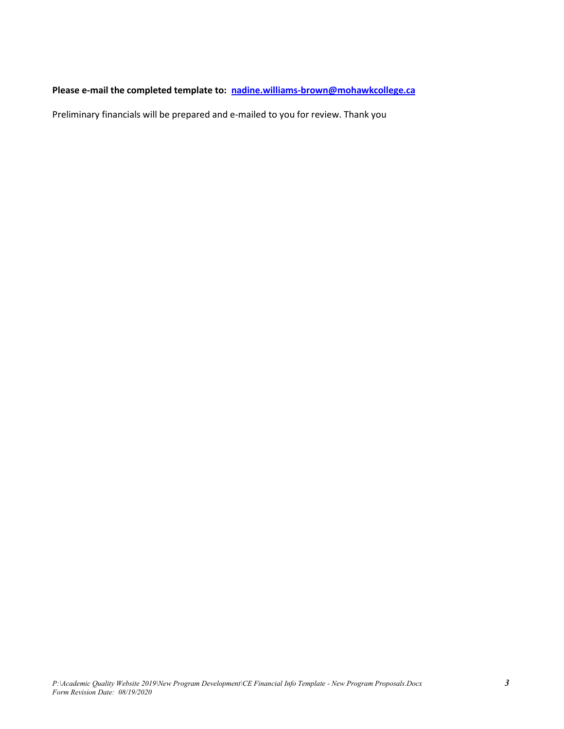**Please e-mail the completed template to: [nadine.williams-brown@mohawkcollege.ca](mailto:nadine.williams-brown@mohawkcollege.ca)**

Preliminary financials will be prepared and e-mailed to you for review. Thank you